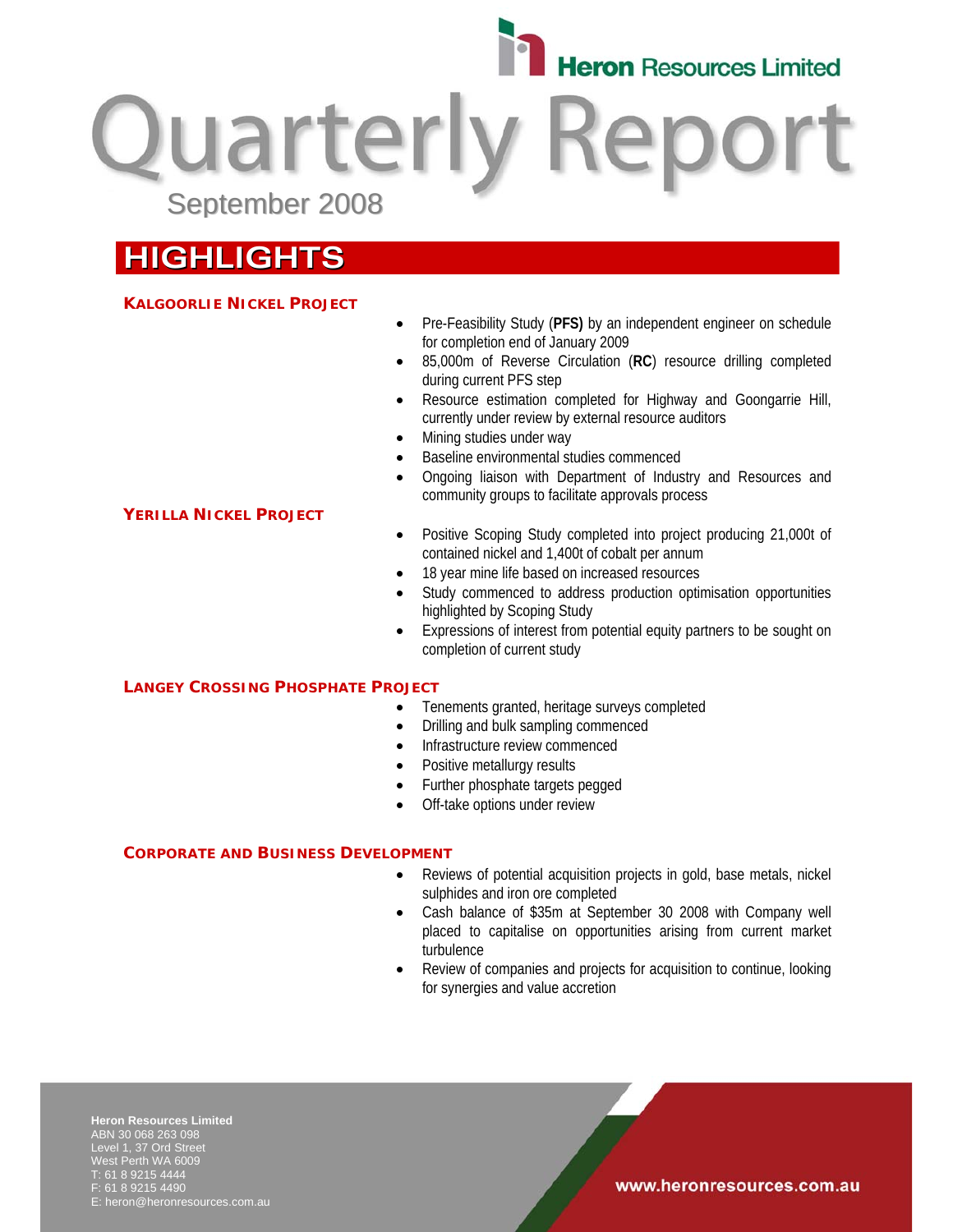Heron Resources Limited

# Quarterly Report

September 2008

## HIGHLIGHTS

### KALGOORLIE NICKEL PROJECT

- Pre-Feasibility Study (**PFS)** by an independent engineer on schedule for completion end of January 2009
- 85,000m of Reverse Circulation (**RC**) resource drilling completed during current PFS step
- Resource estimation completed for Highway and Goongarrie Hill, currently under review by external resource auditors
- Mining studies under way
- Baseline environmental studies commenced
- Ongoing liaison with Department of Industry and Resources and community groups to facilitate approvals process

### YERILLA NICKEL PROJECT

- Positive Scoping Study completed into project producing 21,000t of contained nickel and 1,400t of cobalt per annum
- 18 year mine life based on increased resources
- Study commenced to address production optimisation opportunities highlighted by Scoping Study
- Expressions of interest from potential equity partners to be sought on completion of current study

### LANGEY CROSSING PHOSPHATE PROJECT

- Tenements granted, heritage surveys completed
- Drilling and bulk sampling commenced
- Infrastructure review commenced
- Positive metallurgy results
- Further phosphate targets pegged
- Off-take options under review

### CORPORATE AND BUSINESS DEVELOPMENT

- Reviews of potential acquisition projects in gold, base metals, nickel sulphides and iron ore completed
- Cash balance of $35m at September 30 2008 with Company well placed to capitalise on opportunities arising from current market turbulence
- Review of companies and projects for acquisition to continue, looking for synergies and value accretion

**Heron Resources Limited**
ABN 30 068 263 098
Level 1, 37 Ord Street
West Perth WA 6009
T: 61 8 9215 4444
F: 61 8 9215 4490
E: heron@heronresources.com.au

www.heronresources.com.au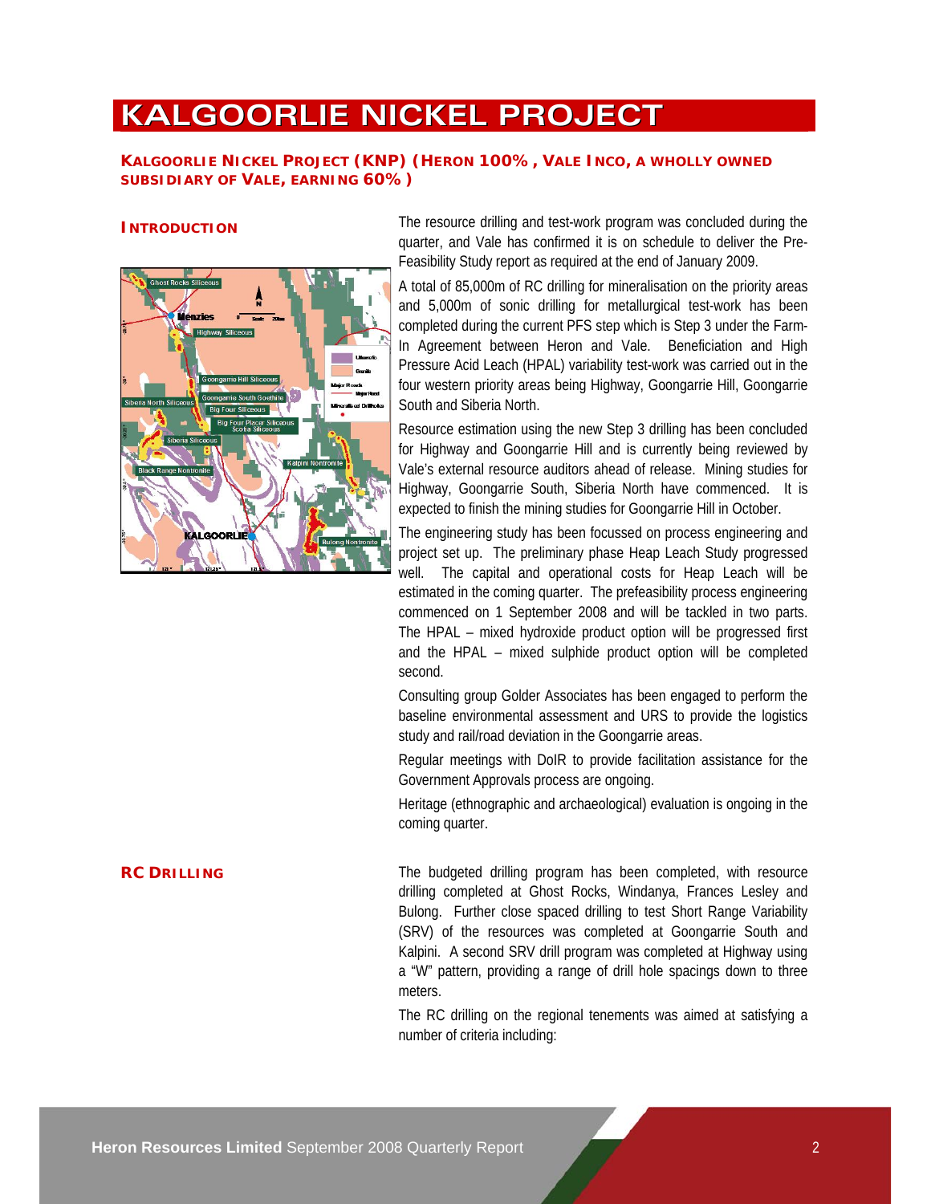# KALGOORLIE NICKEL PROJECT

**KALGOORLIE NICKEL PROJECT (KNP) (HERON 100%, VALE INCO, A WHOLLY OWNED SUBSIDIARY OF VALE, EARNING 60%)**

### INTRODUCTION

The resource drilling and test-work program was concluded during the quarter, and Vale has confirmed it is on schedule to deliver the Pre-Feasibility Study report as required at the end of January 2009.

A total of 85,000m of RC drilling for mineralisation on the priority areas and 5,000m of sonic drilling for metallurgical test-work has been completed during the current PFS step which is Step 3 under the Farm-In Agreement between Heron and Vale. Beneficiation and High Pressure Acid Leach (HPAL) variability test-work was carried out in the four western priority areas being Highway, Goongarrie Hill, Goongarrie South and Siberia North.

Resource estimation using the new Step 3 drilling has been concluded for Highway and Goongarrie Hill and is currently being reviewed by Vale's external resource auditors ahead of release. Mining studies for Highway, Goongarrie South, Siberia North have commenced. It is expected to finish the mining studies for Goongarrie Hill in October.

The engineering study has been focussed on process engineering and project set up. The preliminary phase Heap Leach Study progressed well. The capital and operational costs for Heap Leach will be estimated in the coming quarter. The prefeasibility process engineering commenced on 1 September 2008 and will be tackled in two parts. The HPAL – mixed hydroxide product option will be progressed first and the HPAL – mixed sulphide product option will be completed second.

Consulting group Golder Associates has been engaged to perform the baseline environmental assessment and URS to provide the logistics study and rail/road deviation in the Goongarrie areas.

Regular meetings with DoIR to provide facilitation assistance for the Government Approvals process are ongoing.

Heritage (ethnographic and archaeological) evaluation is ongoing in the coming quarter.

### RC DRILLING

The budgeted drilling program has been completed, with resource drilling completed at Ghost Rocks, Windanya, Frances Lesley and Bulong. Further close spaced drilling to test Short Range Variability (SRV) of the resources was completed at Goongarrie South and Kalpini. A second SRV drill program was completed at Highway using a "W" pattern, providing a range of drill hole spacings down to three meters.

The RC drilling on the regional tenements was aimed at satisfying a number of criteria including: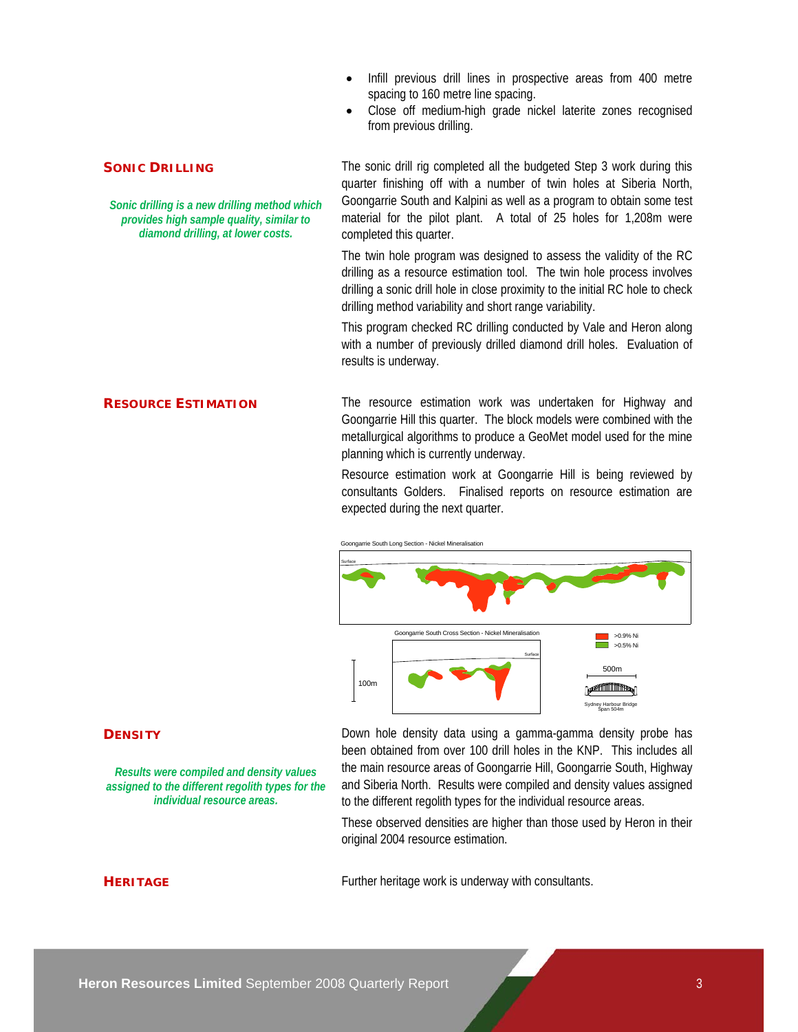- Infill previous drill lines in prospective areas from 400 metre spacing to 160 metre line spacing.
- Close off medium-high grade nickel laterite zones recognised from previous drilling.

## SONIC DRILLING

*Sonic drilling is a new drilling method which provides high sample quality, similar to diamond drilling, at lower costs.*

The sonic drill rig completed all the budgeted Step 3 work during this quarter finishing off with a number of twin holes at Siberia North, Goongarrie South and Kalpini as well as a program to obtain some test material for the pilot plant. A total of 25 holes for 1,208m were completed this quarter.

The twin hole program was designed to assess the validity of the RC drilling as a resource estimation tool. The twin hole process involves drilling a sonic drill hole in close proximity to the initial RC hole to check drilling method variability and short range variability.

This program checked RC drilling conducted by Vale and Heron along with a number of previously drilled diamond drill holes. Evaluation of results is underway.

## RESOURCE ESTIMATION

The resource estimation work was undertaken for Highway and Goongarrie Hill this quarter. The block models were combined with the metallurgical algorithms to produce a GeoMet model used for the mine planning which is currently underway.

Resource estimation work at Goongarrie Hill is being reviewed by consultants Golders. Finalised reports on resource estimation are expected during the next quarter.

Goongarrie South Long Section - Nickel Mineralisation

Goongarrie South Cross Section - Nickel Mineralisation

>0.9% Ni
>0.5% Ni

100m

500m

Sydney Harbour Bridge Span 504m

## DENSITY

*Results were compiled and density values assigned to the different regolith types for the individual resource areas.*

Down hole density data using a gamma-gamma density probe has been obtained from over 100 drill holes in the KNP. This includes all the main resource areas of Goongarrie Hill, Goongarrie South, Highway and Siberia North. Results were compiled and density values assigned to the different regolith types for the individual resource areas.

These observed densities are higher than those used by Heron in their original 2004 resource estimation.

## HERITAGE

Further heritage work is underway with consultants.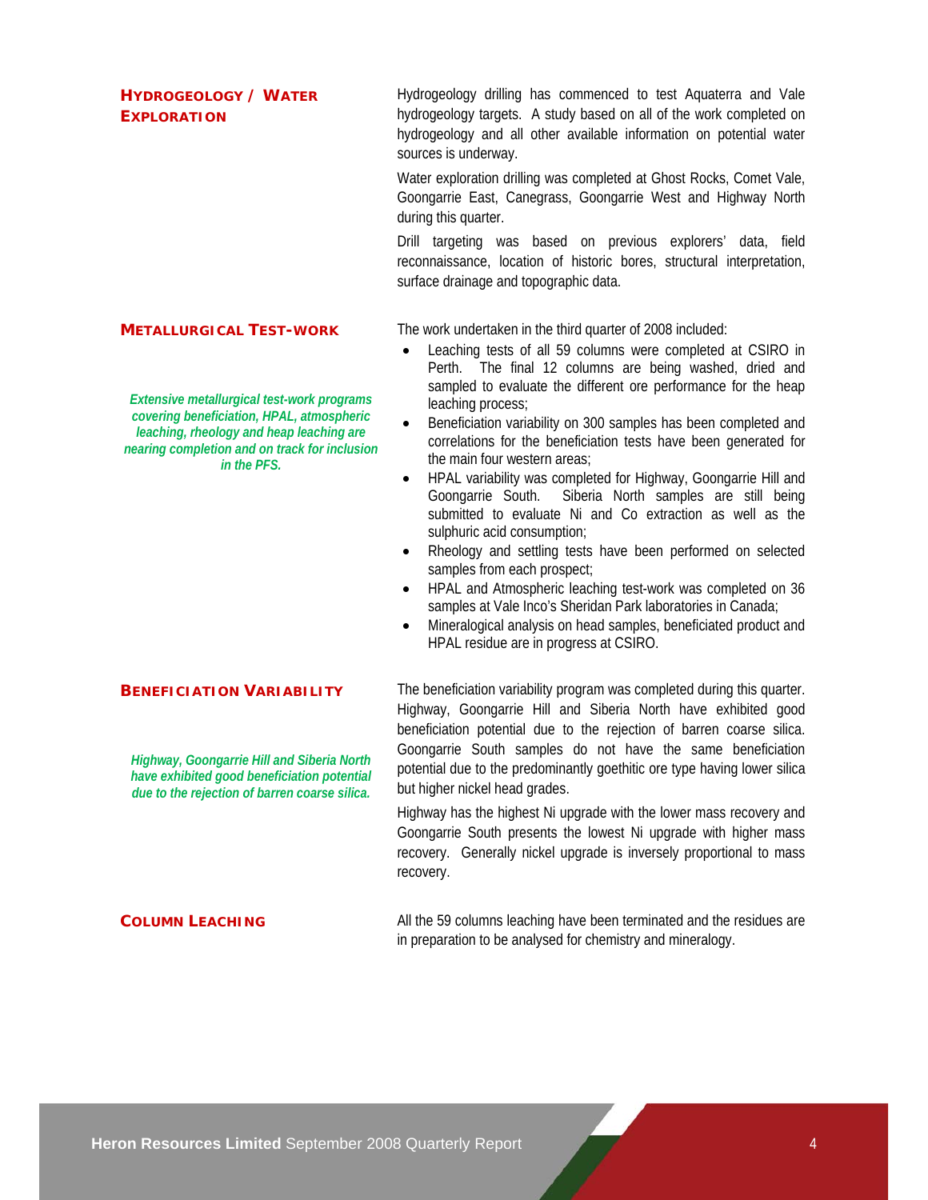## Hydrogeology / Water Exploration

Hydrogeology drilling has commenced to test Aquaterra and Vale hydrogeology targets. A study based on all of the work completed on hydrogeology and all other available information on potential water sources is underway.

Water exploration drilling was completed at Ghost Rocks, Comet Vale, Goongarrie East, Canegrass, Goongarrie West and Highway North during this quarter.

Drill targeting was based on previous explorers' data, field reconnaissance, location of historic bores, structural interpretation, surface drainage and topographic data.

## Metallurgical Test-work

*Extensive metallurgical test-work programs covering beneficiation, HPAL, atmospheric leaching, rheology and heap leaching are nearing completion and on track for inclusion in the PFS.*

The work undertaken in the third quarter of 2008 included:

- Leaching tests of all 59 columns were completed at CSIRO in Perth. The final 12 columns are being washed, dried and sampled to evaluate the different ore performance for the heap leaching process;
- Beneficiation variability on 300 samples has been completed and correlations for the beneficiation tests have been generated for the main four western areas;
- HPAL variability was completed for Highway, Goongarrie Hill and Goongarrie South. Siberia North samples are still being submitted to evaluate Ni and Co extraction as well as the sulphuric acid consumption;
- Rheology and settling tests have been performed on selected samples from each prospect;
- HPAL and Atmospheric leaching test-work was completed on 36 samples at Vale Inco's Sheridan Park laboratories in Canada;
- Mineralogical analysis on head samples, beneficiated product and HPAL residue are in progress at CSIRO.

## Beneficiation Variability

*Highway, Goongarrie Hill and Siberia North have exhibited good beneficiation potential due to the rejection of barren coarse silica.*

The beneficiation variability program was completed during this quarter. Highway, Goongarrie Hill and Siberia North have exhibited good beneficiation potential due to the rejection of barren coarse silica. Goongarrie South samples do not have the same beneficiation potential due to the predominantly goethitic ore type having lower silica but higher nickel head grades.

Highway has the highest Ni upgrade with the lower mass recovery and Goongarrie South presents the lowest Ni upgrade with higher mass recovery. Generally nickel upgrade is inversely proportional to mass recovery.

## Column Leaching

All the 59 columns leaching have been terminated and the residues are in preparation to be analysed for chemistry and mineralogy.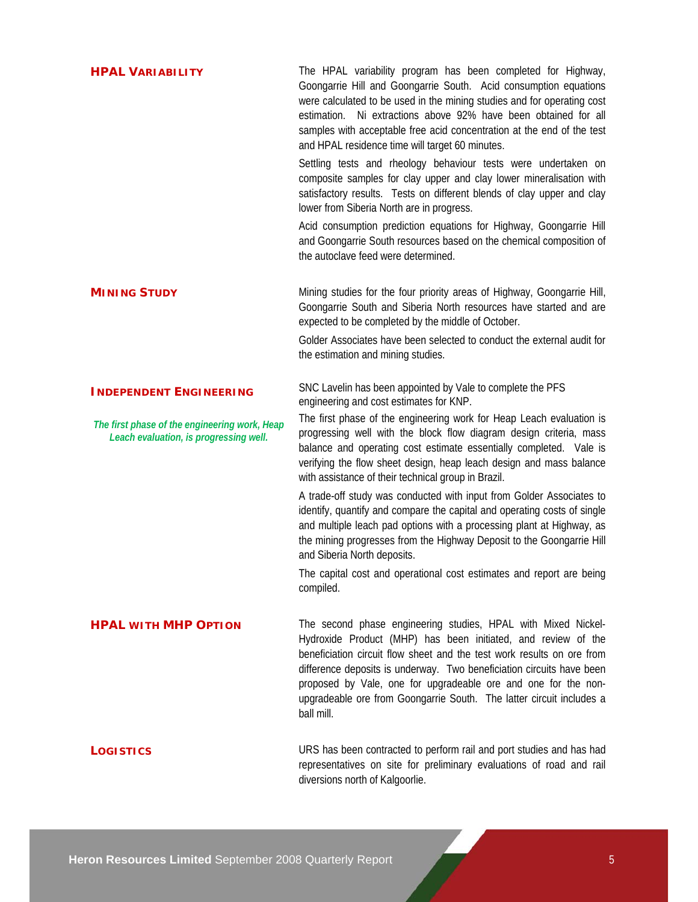## HPAL Variability

The HPAL variability program has been completed for Highway, Goongarrie Hill and Goongarrie South. Acid consumption equations were calculated to be used in the mining studies and for operating cost estimation. Ni extractions above 92% have been obtained for all samples with acceptable free acid concentration at the end of the test and HPAL residence time will target 60 minutes.

Settling tests and rheology behaviour tests were undertaken on composite samples for clay upper and clay lower mineralisation with satisfactory results. Tests on different blends of clay upper and clay lower from Siberia North are in progress.

Acid consumption prediction equations for Highway, Goongarrie Hill and Goongarrie South resources based on the chemical composition of the autoclave feed were determined.

## Mining Study

Mining studies for the four priority areas of Highway, Goongarrie Hill, Goongarrie South and Siberia North resources have started and are expected to be completed by the middle of October.

Golder Associates have been selected to conduct the external audit for the estimation and mining studies.

## Independent Engineering

*The first phase of the engineering work, Heap Leach evaluation, is progressing well.*

SNC Lavelin has been appointed by Vale to complete the PFS engineering and cost estimates for KNP.

The first phase of the engineering work for Heap Leach evaluation is progressing well with the block flow diagram design criteria, mass balance and operating cost estimate essentially completed. Vale is verifying the flow sheet design, heap leach design and mass balance with assistance of their technical group in Brazil.

A trade-off study was conducted with input from Golder Associates to identify, quantify and compare the capital and operating costs of single and multiple leach pad options with a processing plant at Highway, as the mining progresses from the Highway Deposit to the Goongarrie Hill and Siberia North deposits.

The capital cost and operational cost estimates and report are being compiled.

## HPAL with MHP Option

The second phase engineering studies, HPAL with Mixed Nickel-Hydroxide Product (MHP) has been initiated, and review of the beneficiation circuit flow sheet and the test work results on ore from difference deposits is underway. Two beneficiation circuits have been proposed by Vale, one for upgradeable ore and one for the non-upgradeable ore from Goongarrie South. The latter circuit includes a ball mill.

## Logistics

URS has been contracted to perform rail and port studies and has had representatives on site for preliminary evaluations of road and rail diversions north of Kalgoorlie.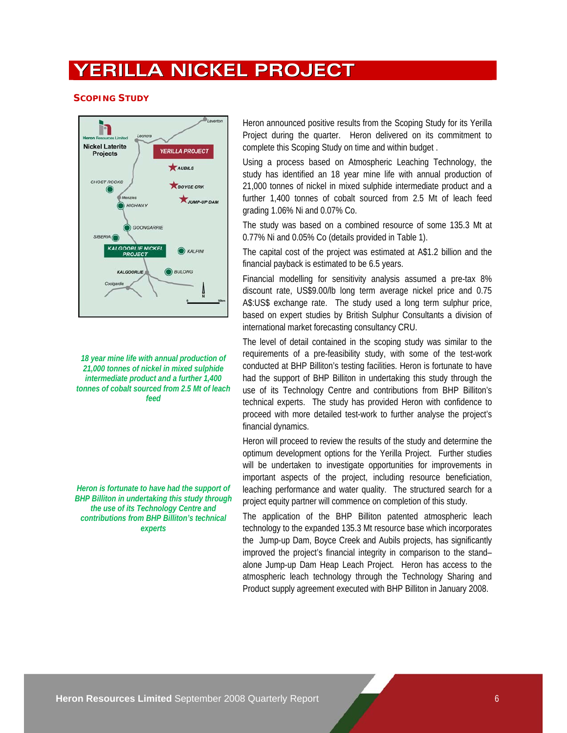# YERILLA NICKEL PROJECT

## SCOPING STUDY

Heron announced positive results from the Scoping Study for its Yerilla Project during the quarter. Heron delivered on its commitment to complete this Scoping Study on time and within budget .

Using a process based on Atmospheric Leaching Technology, the study has identified an 18 year mine life with annual production of 21,000 tonnes of nickel in mixed sulphide intermediate product and a further 1,400 tonnes of cobalt sourced from 2.5 Mt of leach feed grading 1.06% Ni and 0.07% Co.

The study was based on a combined resource of some 135.3 Mt at 0.77% Ni and 0.05% Co (details provided in Table 1).

The capital cost of the project was estimated at A$1.2 billion and the financial payback is estimated to be 6.5 years.

Financial modelling for sensitivity analysis assumed a pre-tax 8% discount rate, US$9.00/lb long term average nickel price and 0.75 A$:US$ exchange rate. The study used a long term sulphur price, based on expert studies by British Sulphur Consultants a division of international market forecasting consultancy CRU.

*18 year mine life with annual production of 21,000 tonnes of nickel in mixed sulphide intermediate product and a further 1,400 tonnes of cobalt sourced from 2.5 Mt of leach feed*

The level of detail contained in the scoping study was similar to the requirements of a pre-feasibility study, with some of the test-work conducted at BHP Billiton's testing facilities. Heron is fortunate to have had the support of BHP Billiton in undertaking this study through the use of its Technology Centre and contributions from BHP Billiton's technical experts. The study has provided Heron with confidence to proceed with more detailed test-work to further analyse the project's financial dynamics.

*Heron is fortunate to have had the support of BHP Billiton in undertaking this study through the use of its Technology Centre and contributions from BHP Billiton's technical experts*

Heron will proceed to review the results of the study and determine the optimum development options for the Yerilla Project. Further studies will be undertaken to investigate opportunities for improvements in important aspects of the project, including resource beneficiation, leaching performance and water quality. The structured search for a project equity partner will commence on completion of this study.

The application of the BHP Billiton patented atmospheric leach technology to the expanded 135.3 Mt resource base which incorporates the Jump-up Dam, Boyce Creek and Aubils projects, has significantly improved the project's financial integrity in comparison to the stand–alone Jump-up Dam Heap Leach Project. Heron has access to the atmospheric leach technology through the Technology Sharing and Product supply agreement executed with BHP Billiton in January 2008.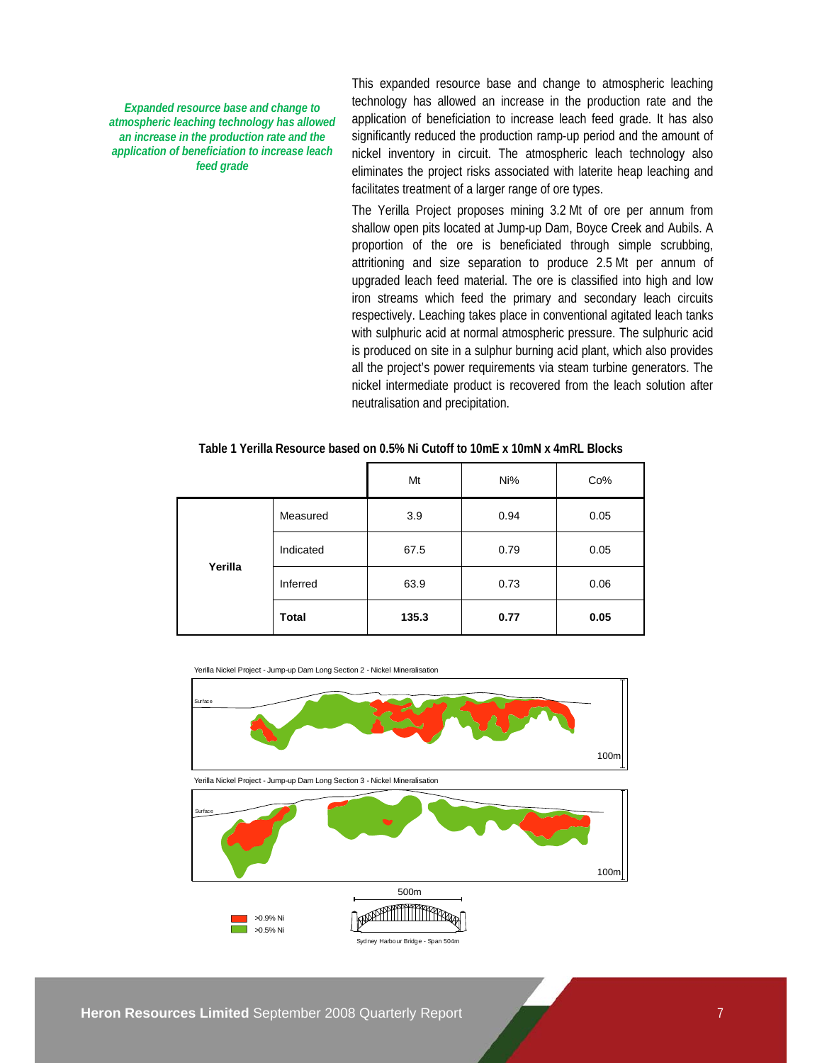*Expanded resource base and change to atmospheric leaching technology has allowed an increase in the production rate and the application of beneficiation to increase leach feed grade*

This expanded resource base and change to atmospheric leaching technology has allowed an increase in the production rate and the application of beneficiation to increase leach feed grade. It has also significantly reduced the production ramp-up period and the amount of nickel inventory in circuit. The atmospheric leach technology also eliminates the project risks associated with laterite heap leaching and facilitates treatment of a larger range of ore types.

The Yerilla Project proposes mining 3.2 Mt of ore per annum from shallow open pits located at Jump-up Dam, Boyce Creek and Aubils. A proportion of the ore is beneficiated through simple scrubbing, attritioning and size separation to produce 2.5 Mt per annum of upgraded leach feed material. The ore is classified into high and low iron streams which feed the primary and secondary leach circuits respectively. Leaching takes place in conventional agitated leach tanks with sulphuric acid at normal atmospheric pressure. The sulphuric acid is produced on site in a sulphur burning acid plant, which also provides all the project's power requirements via steam turbine generators. The nickel intermediate product is recovered from the leach solution after neutralisation and precipitation.

**Table 1 Yerilla Resource based on 0.5% Ni Cutoff to 10mE x 10mN x 4mRL Blocks**

| | | Mt | Ni% | Co% |
|---|---|---|---|---|
| **Yerilla** | Measured | 3.9 | 0.94 | 0.05 |
| | Indicated | 67.5 | 0.79 | 0.05 |
| | Inferred | 63.9 | 0.73 | 0.06 |
| | **Total** | **135.3** | **0.77** | **0.05** |

Yerilla Nickel Project - Jump-up Dam Long Section 2 - Nickel Mineralisation

Yerilla Nickel Project - Jump-up Dam Long Section 3 - Nickel Mineralisation

>0.9% Ni
>0.5% Ni

500m

Sydney Harbour Bridge - Span 504m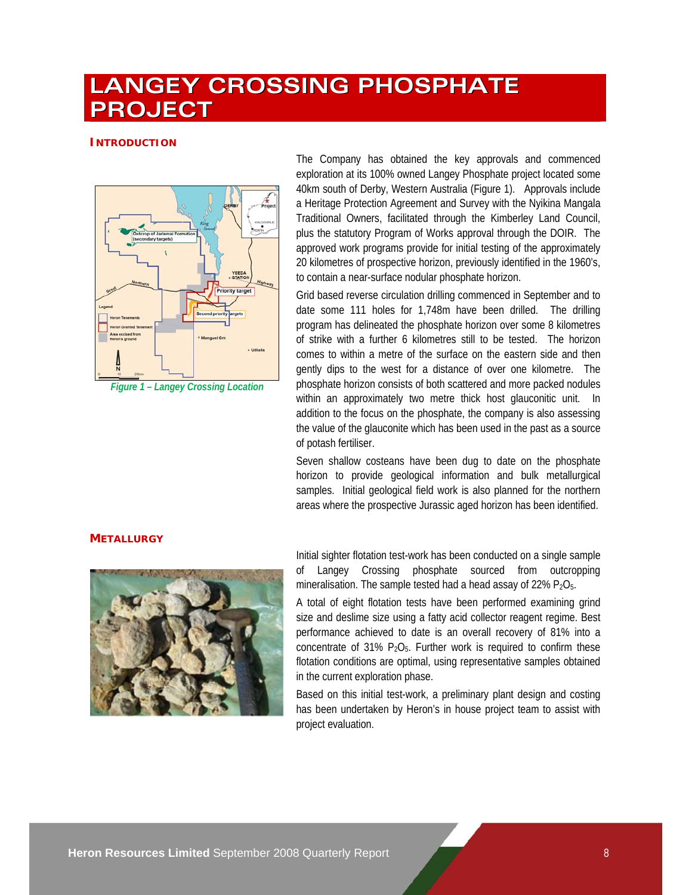# LANGEY CROSSING PHOSPHATE PROJECT

## INTRODUCTION

*Figure 1 – Langey Crossing Location*

The Company has obtained the key approvals and commenced exploration at its 100% owned Langey Phosphate project located some 40km south of Derby, Western Australia (Figure 1). Approvals include a Heritage Protection Agreement and Survey with the Nyikina Mangala Traditional Owners, facilitated through the Kimberley Land Council, plus the statutory Program of Works approval through the DOIR. The approved work programs provide for initial testing of the approximately 20 kilometres of prospective horizon, previously identified in the 1960's, to contain a near-surface nodular phosphate horizon.

Grid based reverse circulation drilling commenced in September and to date some 111 holes for 1,748m have been drilled. The drilling program has delineated the phosphate horizon over some 8 kilometres of strike with a further 6 kilometres still to be tested. The horizon comes to within a metre of the surface on the eastern side and then gently dips to the west for a distance of over one kilometre. The phosphate horizon consists of both scattered and more packed nodules within an approximately two metre thick host glauconitic unit. In addition to the focus on the phosphate, the company is also assessing the value of the glauconite which has been used in the past as a source of potash fertiliser.

Seven shallow costeans have been dug to date on the phosphate horizon to provide geological information and bulk metallurgical samples. Initial geological field work is also planned for the northern areas where the prospective Jurassic aged horizon has been identified.

## METALLURGY

Initial sighter flotation test-work has been conducted on a single sample of Langey Crossing phosphate sourced from outcropping mineralisation. The sample tested had a head assay of 22% $P_2O_5$.

A total of eight flotation tests have been performed examining grind size and deslime size using a fatty acid collector reagent regime. Best performance achieved to date is an overall recovery of 81% into a concentrate of 31% $P_2O_5$. Further work is required to confirm these flotation conditions are optimal, using representative samples obtained in the current exploration phase.

Based on this initial test-work, a preliminary plant design and costing has been undertaken by Heron's in house project team to assist with project evaluation.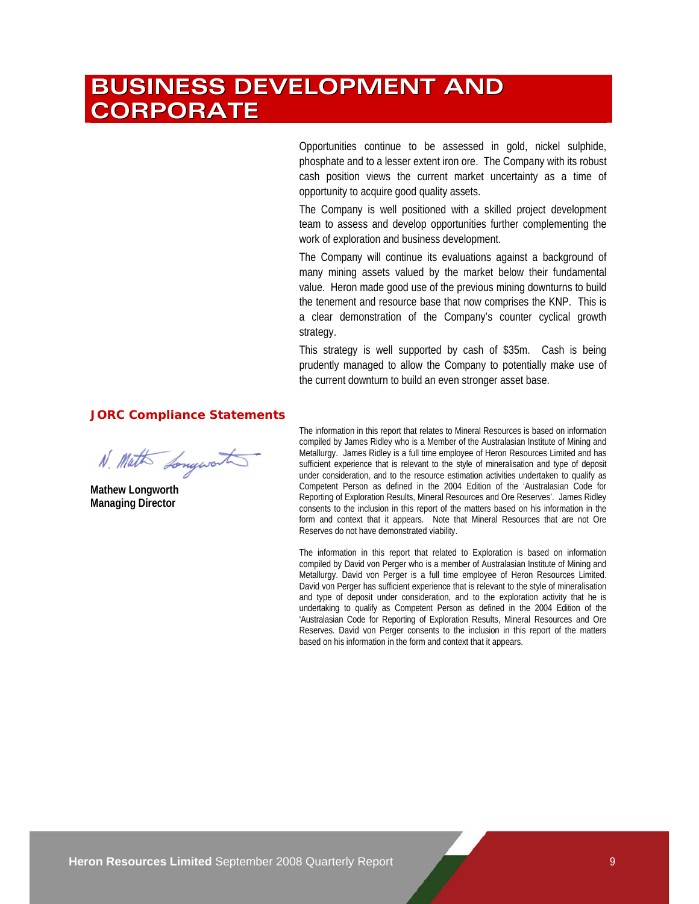# BUSINESS DEVELOPMENT AND CORPORATE

Opportunities continue to be assessed in gold, nickel sulphide, phosphate and to a lesser extent iron ore. The Company with its robust cash position views the current market uncertainty as a time of opportunity to acquire good quality assets.

The Company is well positioned with a skilled project development team to assess and develop opportunities further complementing the work of exploration and business development.

The Company will continue its evaluations against a background of many mining assets valued by the market below their fundamental value. Heron made good use of the previous mining downturns to build the tenement and resource base that now comprises the KNP. This is a clear demonstration of the Company's counter cyclical growth strategy.

This strategy is well supported by cash of $35m. Cash is being prudently managed to allow the Company to potentially make use of the current downturn to build an even stronger asset base.

**Mathew Longworth**
**Managing Director**

### JORC Compliance Statements

The information in this report that relates to Mineral Resources is based on information compiled by James Ridley who is a Member of the Australasian Institute of Mining and Metallurgy. James Ridley is a full time employee of Heron Resources Limited and has sufficient experience that is relevant to the style of mineralisation and type of deposit under consideration, and to the resource estimation activities undertaken to qualify as Competent Person as defined in the 2004 Edition of the 'Australasian Code for Reporting of Exploration Results, Mineral Resources and Ore Reserves'. James Ridley consents to the inclusion in this report of the matters based on his information in the form and context that it appears. Note that Mineral Resources that are not Ore Reserves do not have demonstrated viability.

The information in this report that related to Exploration is based on information compiled by David von Perger who is a member of Australasian Institute of Mining and Metallurgy. David von Perger is a full time employee of Heron Resources Limited. David von Perger has sufficient experience that is relevant to the style of mineralisation and type of deposit under consideration, and to the exploration activity that he is undertaking to qualify as Competent Person as defined in the 2004 Edition of the 'Australasian Code for Reporting of Exploration Results, Mineral Resources and Ore Reserves. David von Perger consents to the inclusion in this report of the matters based on his information in the form and context that it appears.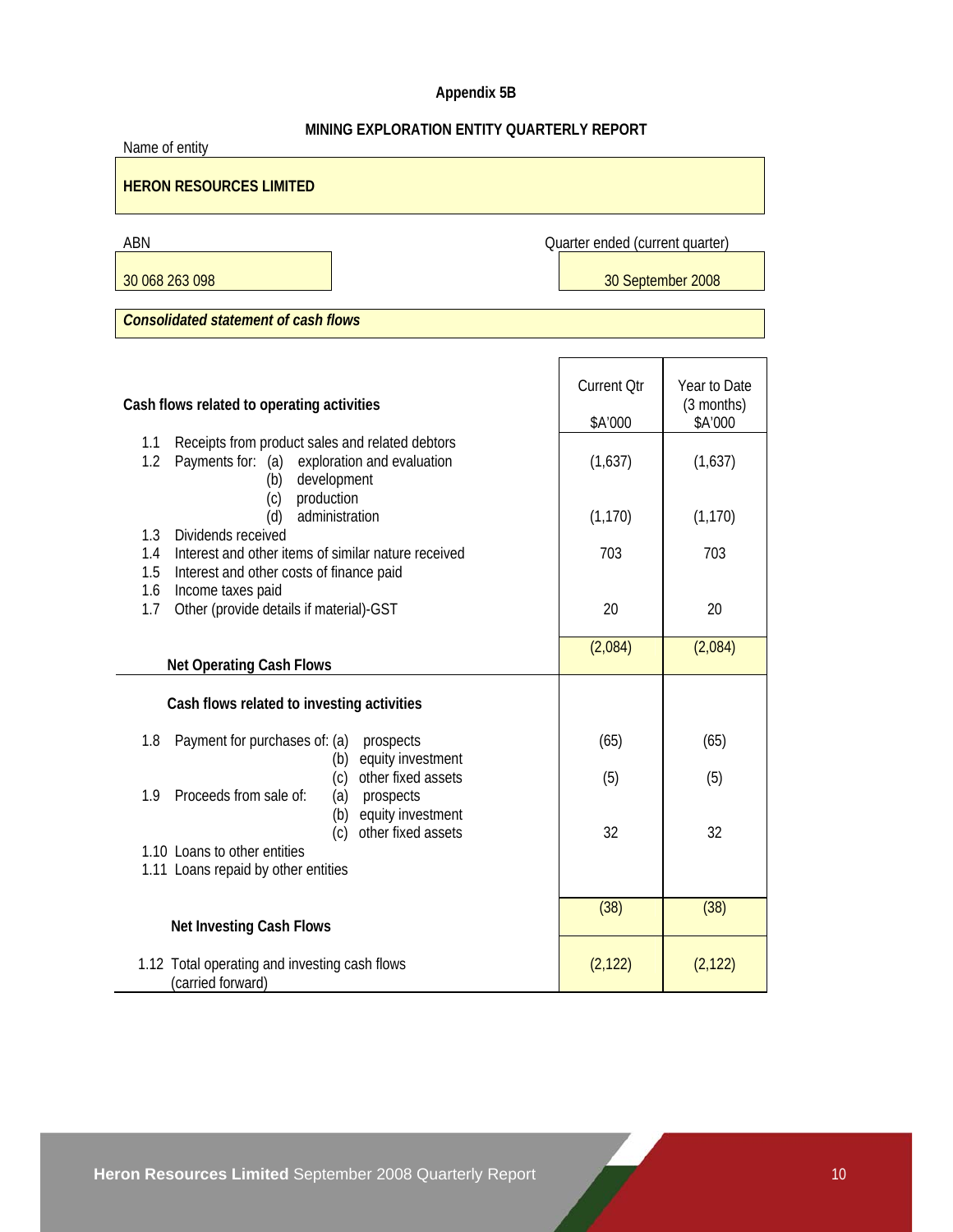**Appendix 5B**

**MINING EXPLORATION ENTITY QUARTERLY REPORT**

Name of entity

**HERON RESOURCES LIMITED**

| ABN | Quarter ended (current quarter) |
|---|---|
| 30 068 263 098 | 30 September 2008 |

***Consolidated statement of cash flows***

| **Cash flows related to operating activities** | Current Qtr $A'000 | Year to Date (3 months) $A'000 |
|---|---|---|
| 1.1 Receipts from product sales and related debtors | | |
| 1.2 Payments for: (a) exploration and evaluation | (1,637) | (1,637) |
| (b) development | | |
| (c) production | | |
| (d) administration | (1,170) | (1,170) |
| 1.3 Dividends received | | |
| 1.4 Interest and other items of similar nature received | 703 | 703 |
| 1.5 Interest and other costs of finance paid | | |
| 1.6 Income taxes paid | | |
| 1.7 Other (provide details if material)-GST | 20 | 20 |
| **Net Operating Cash Flows** | (2,084) | (2,084) |
| **Cash flows related to investing activities** | | |
| 1.8 Payment for purchases of: (a) prospects | (65) | (65) |
| (b) equity investment | | |
| (c) other fixed assets | (5) | (5) |
| 1.9 Proceeds from sale of: (a) prospects | | |
| (b) equity investment | | |
| (c) other fixed assets | 32 | 32 |
| 1.10 Loans to other entities | | |
| 1.11 Loans repaid by other entities | | |
| **Net Investing Cash Flows** | (38) | (38) |
| 1.12 Total operating and investing cash flows (carried forward) | (2,122) | (2,122) |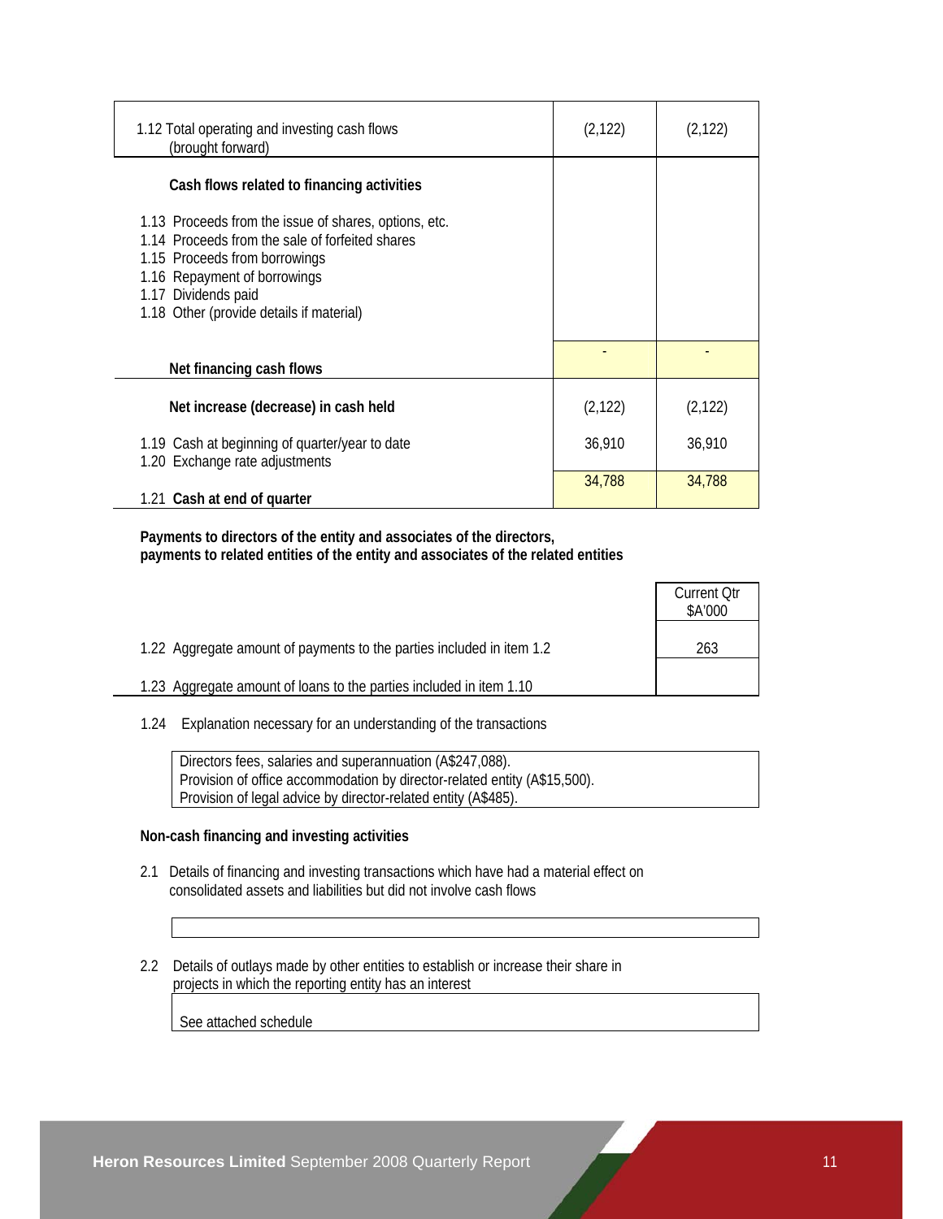| | | |
|---|---|---|
| 1.12 Total operating and investing cash flows (brought forward) | (2,122) | (2,122) |
| **Cash flows related to financing activities** | | |
| 1.13 Proceeds from the issue of shares, options, etc. | | |
| 1.14 Proceeds from the sale of forfeited shares | | |
| 1.15 Proceeds from borrowings | | |
| 1.16 Repayment of borrowings | | |
| 1.17 Dividends paid | | |
| 1.18 Other (provide details if material) | | |
| **Net financing cash flows** | - | - |
| **Net increase (decrease) in cash held** | (2,122) | (2,122) |
| 1.19 Cash at beginning of quarter/year to date | 36,910 | 36,910 |
| 1.20 Exchange rate adjustments | | |
| 1.21 **Cash at end of quarter** | 34,788 | 34,788 |

**Payments to directors of the entity and associates of the directors, payments to related entities of the entity and associates of the related entities**

| | Current Qtr $A'000 |
|---|---|
| 1.22 Aggregate amount of payments to the parties included in item 1.2 | 263 |
| 1.23 Aggregate amount of loans to the parties included in item 1.10 | |

1.24 Explanation necessary for an understanding of the transactions

Directors fees, salaries and superannuation (A$247,088).
Provision of office accommodation by director-related entity (A$15,500).
Provision of legal advice by director-related entity (A$485).

**Non-cash financing and investing activities**

2.1 Details of financing and investing transactions which have had a material effect on consolidated assets and liabilities but did not involve cash flows

2.2 Details of outlays made by other entities to establish or increase their share in projects in which the reporting entity has an interest

See attached schedule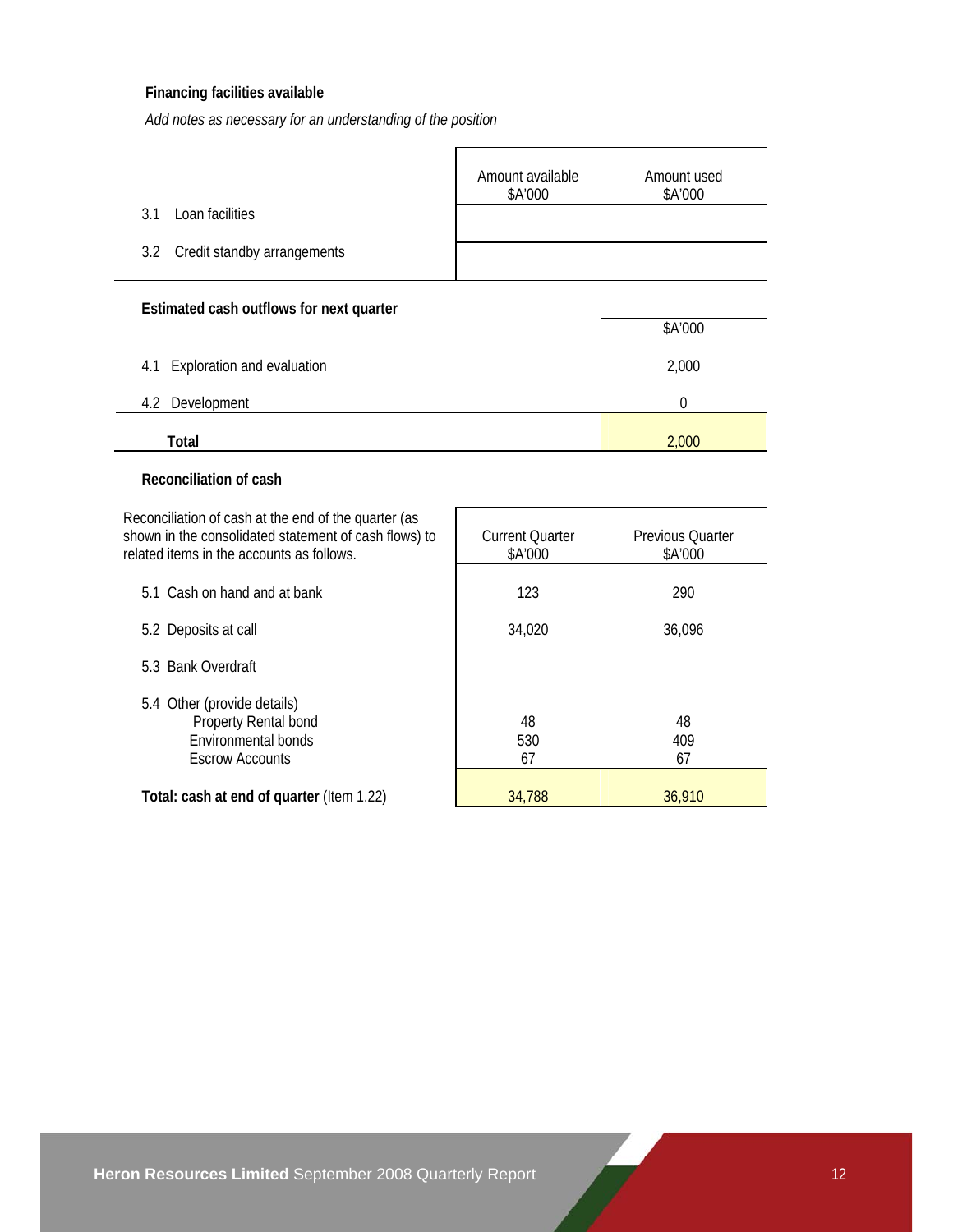**Financing facilities available**

*Add notes as necessary for an understanding of the position*

| | Amount available $A'000 | Amount used $A'000 |
|---|---|---|
| 3.1 Loan facilities | | |
| 3.2 Credit standby arrangements | | |

**Estimated cash outflows for next quarter**

| | $A'000 |
|---|---|
| 4.1 Exploration and evaluation | 2,000 |
| 4.2 Development | 0 |
| **Total** | 2,000 |

**Reconciliation of cash**

| Reconciliation of cash at the end of the quarter (as shown in the consolidated statement of cash flows) to related items in the accounts as follows. | Current Quarter $A'000 | Previous Quarter $A'000 |
|---|---|---|
| 5.1 Cash on hand and at bank | 123 | 290 |
| 5.2 Deposits at call | 34,020 | 36,096 |
| 5.3 Bank Overdraft | | |
| 5.4 Other (provide details) | | |
| Property Rental bond | 48 | 48 |
| Environmental bonds | 530 | 409 |
| Escrow Accounts | 67 | 67 |
| **Total: cash at end of quarter** (Item 1.22) | 34,788 | 36,910 |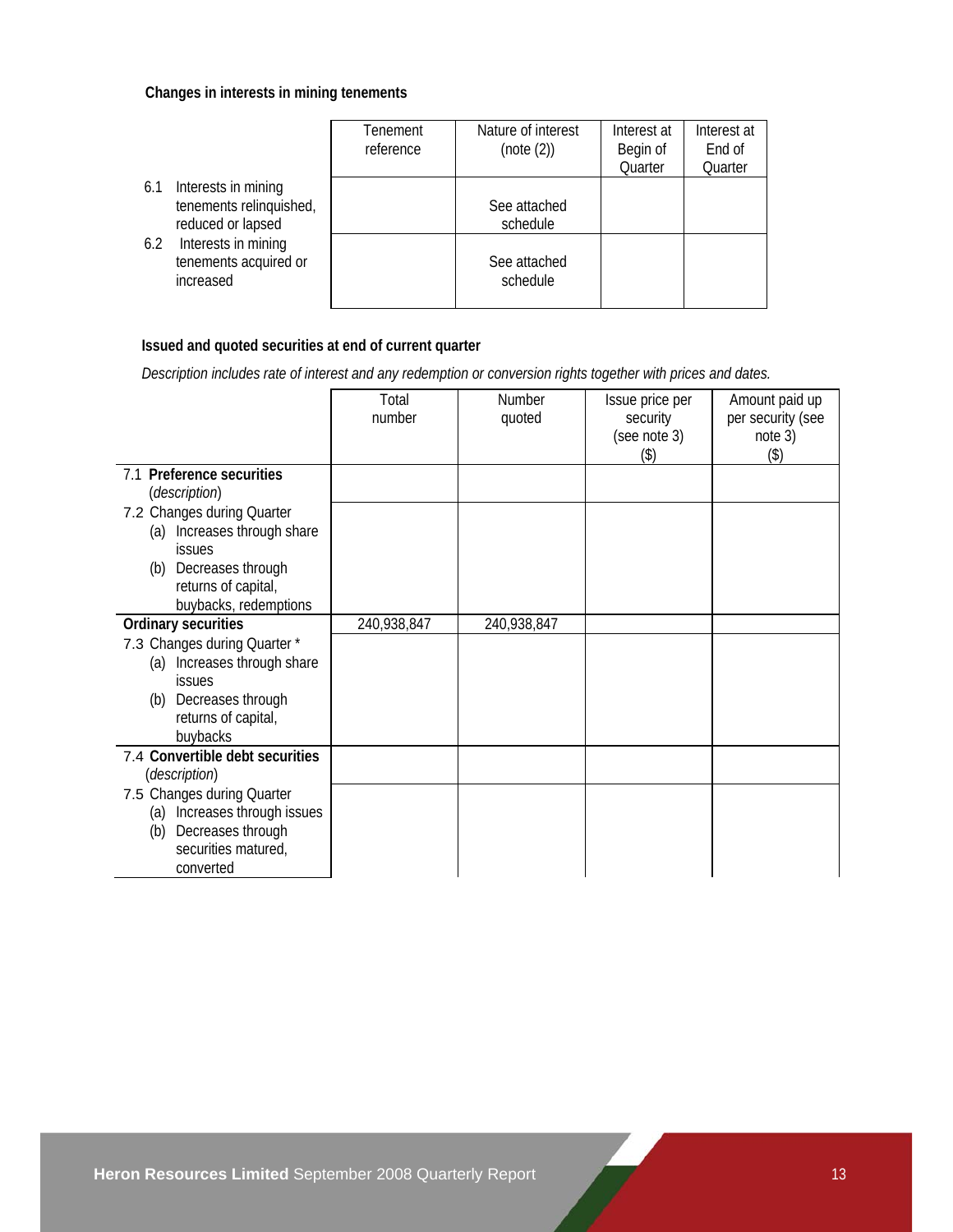**Changes in interests in mining tenements**

| | Tenement reference | Nature of interest (note (2)) | Interest at Begin of Quarter | Interest at End of Quarter |
|---|---|---|---|---|
| 6.1 Interests in mining tenements relinquished, reduced or lapsed | | See attached schedule | | |
| 6.2 Interests in mining tenements acquired or increased | | See attached schedule | | |

**Issued and quoted securities at end of current quarter**

*Description includes rate of interest and any redemption or conversion rights together with prices and dates.*

| | Total number | Number quoted | Issue price per security (see note 3) ($) | Amount paid up per security (see note 3) ($) |
|---|---|---|---|---|
| 7.1 **Preference securities** (*description*) | | | | |
| 7.2 Changes during Quarter (a) Increases through share issues (b) Decreases through returns of capital, buybacks, redemptions | | | | |
| **Ordinary securities** | 240,938,847 | 240,938,847 | | |
| 7.3 Changes during Quarter * (a) Increases through share issues (b) Decreases through returns of capital, buybacks | | | | |
| 7.4 **Convertible debt securities** (*description*) | | | | |
| 7.5 Changes during Quarter (a) Increases through issues (b) Decreases through securities matured, converted | | | | |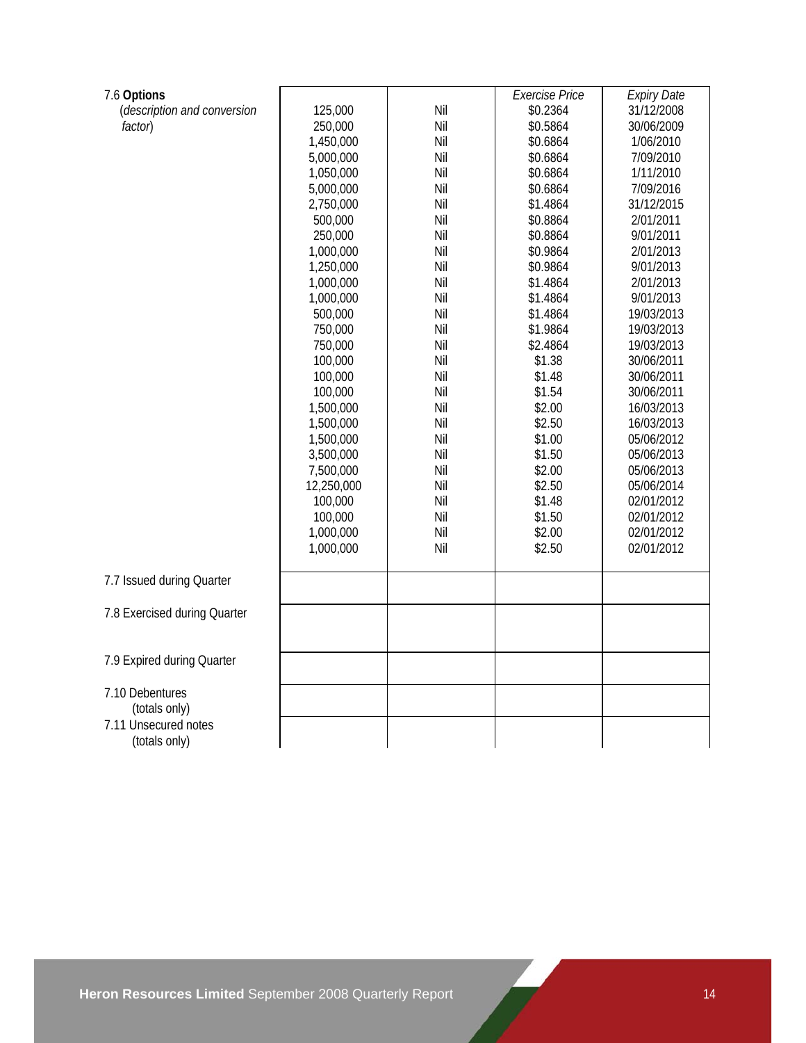| 7.6 **Options** (*description and conversion factor*) | | | *Exercise Price* | *Expiry Date* |
|---|---|---|---|---|
| | 125,000 | Nil | $0.2364 | 31/12/2008 |
| | 250,000 | Nil | $0.5864 | 30/06/2009 |
| | 1,450,000 | Nil | $0.6864 | 1/06/2010 |
| | 5,000,000 | Nil | $0.6864 | 7/09/2010 |
| | 1,050,000 | Nil | $0.6864 | 1/11/2010 |
| | 5,000,000 | Nil | $0.6864 | 7/09/2016 |
| | 2,750,000 | Nil | $1.4864 | 31/12/2015 |
| | 500,000 | Nil | $0.8864 | 2/01/2011 |
| | 250,000 | Nil | $0.8864 | 9/01/2011 |
| | 1,000,000 | Nil | $0.9864 | 2/01/2013 |
| | 1,250,000 | Nil | $0.9864 | 9/01/2013 |
| | 1,000,000 | Nil | $1.4864 | 2/01/2013 |
| | 1,000,000 | Nil | $1.4864 | 9/01/2013 |
| | 500,000 | Nil | $1.4864 | 19/03/2013 |
| | 750,000 | Nil | $1.9864 | 19/03/2013 |
| | 750,000 | Nil | $2.4864 | 19/03/2013 |
| | 100,000 | Nil | $1.38 | 30/06/2011 |
| | 100,000 | Nil | $1.48 | 30/06/2011 |
| | 100,000 | Nil | $1.54 | 30/06/2011 |
| | 1,500,000 | Nil | $2.00 | 16/03/2013 |
| | 1,500,000 | Nil | $2.50 | 16/03/2013 |
| | 1,500,000 | Nil | $1.00 | 05/06/2012 |
| | 3,500,000 | Nil | $1.50 | 05/06/2013 |
| | 7,500,000 | Nil | $2.00 | 05/06/2013 |
| | 12,250,000 | Nil | $2.50 | 05/06/2014 |
| | 100,000 | Nil | $1.48 | 02/01/2012 |
| | 100,000 | Nil | $1.50 | 02/01/2012 |
| | 1,000,000 | Nil | $2.00 | 02/01/2012 |
| | 1,000,000 | Nil | $2.50 | 02/01/2012 |
| 7.7 Issued during Quarter | | | | |
| 7.8 Exercised during Quarter | | | | |
| 7.9 Expired during Quarter | | | | |
| 7.10 Debentures (totals only) | | | | |
| 7.11 Unsecured notes (totals only) | | | | |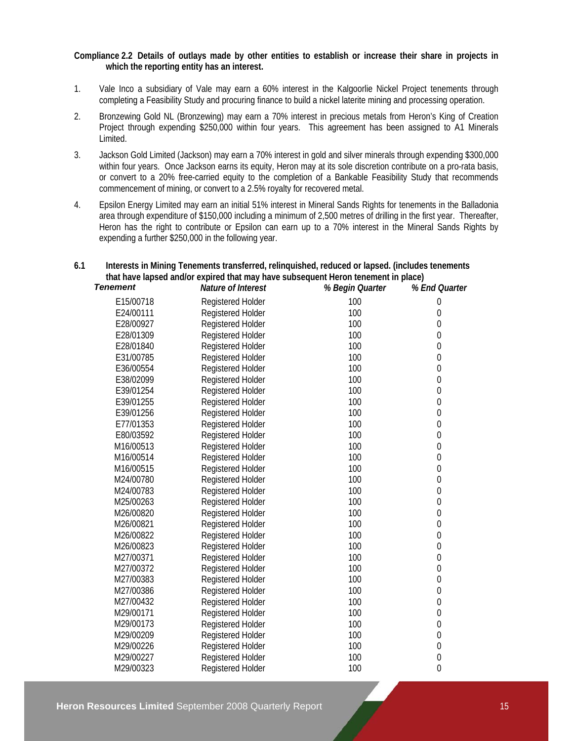**Compliance 2.2 Details of outlays made by other entities to establish or increase their share in projects in which the reporting entity has an interest.**

1. Vale Inco a subsidiary of Vale may earn a 60% interest in the Kalgoorlie Nickel Project tenements through completing a Feasibility Study and procuring finance to build a nickel laterite mining and processing operation.
2. Bronzewing Gold NL (Bronzewing) may earn a 70% interest in precious metals from Heron's King of Creation Project through expending $250,000 within four years. This agreement has been assigned to A1 Minerals Limited.
3. Jackson Gold Limited (Jackson) may earn a 70% interest in gold and silver minerals through expending $300,000 within four years. Once Jackson earns its equity, Heron may at its sole discretion contribute on a pro-rata basis, or convert to a 20% free-carried equity to the completion of a Bankable Feasibility Study that recommends commencement of mining, or convert to a 2.5% royalty for recovered metal.
4. Epsilon Energy Limited may earn an initial 51% interest in Mineral Sands Rights for tenements in the Balladonia area through expenditure of $150,000 including a minimum of 2,500 metres of drilling in the first year. Thereafter, Heron has the right to contribute or Epsilon can earn up to a 70% interest in the Mineral Sands Rights by expending a further $250,000 in the following year.

**6.1 Interests in Mining Tenements transferred, relinquished, reduced or lapsed. (includes tenements that have lapsed and/or expired that may have subsequent Heron tenement in place)**

| *Tenement* | *Nature of Interest* | *% Begin Quarter* | *% End Quarter* |
|---|---|---|---|
| E15/00718 | Registered Holder | 100 | 0 |
| E24/00111 | Registered Holder | 100 | 0 |
| E28/00927 | Registered Holder | 100 | 0 |
| E28/01309 | Registered Holder | 100 | 0 |
| E28/01840 | Registered Holder | 100 | 0 |
| E31/00785 | Registered Holder | 100 | 0 |
| E36/00554 | Registered Holder | 100 | 0 |
| E38/02099 | Registered Holder | 100 | 0 |
| E39/01254 | Registered Holder | 100 | 0 |
| E39/01255 | Registered Holder | 100 | 0 |
| E39/01256 | Registered Holder | 100 | 0 |
| E77/01353 | Registered Holder | 100 | 0 |
| E80/03592 | Registered Holder | 100 | 0 |
| M16/00513 | Registered Holder | 100 | 0 |
| M16/00514 | Registered Holder | 100 | 0 |
| M16/00515 | Registered Holder | 100 | 0 |
| M24/00780 | Registered Holder | 100 | 0 |
| M24/00783 | Registered Holder | 100 | 0 |
| M25/00263 | Registered Holder | 100 | 0 |
| M26/00820 | Registered Holder | 100 | 0 |
| M26/00821 | Registered Holder | 100 | 0 |
| M26/00822 | Registered Holder | 100 | 0 |
| M26/00823 | Registered Holder | 100 | 0 |
| M27/00371 | Registered Holder | 100 | 0 |
| M27/00372 | Registered Holder | 100 | 0 |
| M27/00383 | Registered Holder | 100 | 0 |
| M27/00386 | Registered Holder | 100 | 0 |
| M27/00432 | Registered Holder | 100 | 0 |
| M29/00171 | Registered Holder | 100 | 0 |
| M29/00173 | Registered Holder | 100 | 0 |
| M29/00209 | Registered Holder | 100 | 0 |
| M29/00226 | Registered Holder | 100 | 0 |
| M29/00227 | Registered Holder | 100 | 0 |
| M29/00323 | Registered Holder | 100 | 0 |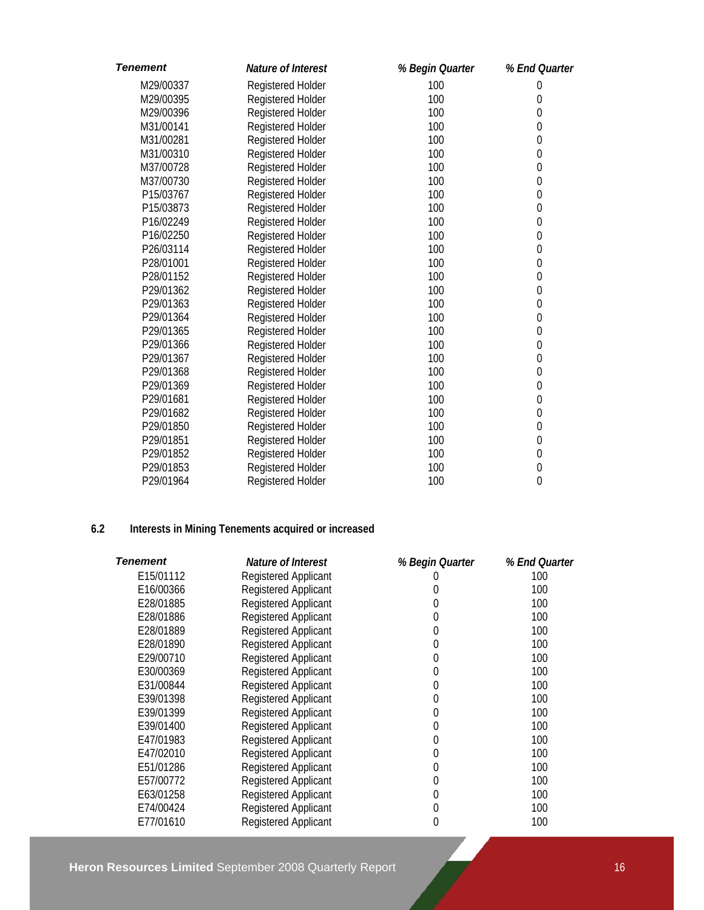| *Tenement* | *Nature of Interest* | *% Begin Quarter* | *% End Quarter* |
|---|---|---|---|
| M29/00337 | Registered Holder | 100 | 0 |
| M29/00395 | Registered Holder | 100 | 0 |
| M29/00396 | Registered Holder | 100 | 0 |
| M31/00141 | Registered Holder | 100 | 0 |
| M31/00281 | Registered Holder | 100 | 0 |
| M31/00310 | Registered Holder | 100 | 0 |
| M37/00728 | Registered Holder | 100 | 0 |
| M37/00730 | Registered Holder | 100 | 0 |
| P15/03767 | Registered Holder | 100 | 0 |
| P15/03873 | Registered Holder | 100 | 0 |
| P16/02249 | Registered Holder | 100 | 0 |
| P16/02250 | Registered Holder | 100 | 0 |
| P26/03114 | Registered Holder | 100 | 0 |
| P28/01001 | Registered Holder | 100 | 0 |
| P28/01152 | Registered Holder | 100 | 0 |
| P29/01362 | Registered Holder | 100 | 0 |
| P29/01363 | Registered Holder | 100 | 0 |
| P29/01364 | Registered Holder | 100 | 0 |
| P29/01365 | Registered Holder | 100 | 0 |
| P29/01366 | Registered Holder | 100 | 0 |
| P29/01367 | Registered Holder | 100 | 0 |
| P29/01368 | Registered Holder | 100 | 0 |
| P29/01369 | Registered Holder | 100 | 0 |
| P29/01681 | Registered Holder | 100 | 0 |
| P29/01682 | Registered Holder | 100 | 0 |
| P29/01850 | Registered Holder | 100 | 0 |
| P29/01851 | Registered Holder | 100 | 0 |
| P29/01852 | Registered Holder | 100 | 0 |
| P29/01853 | Registered Holder | 100 | 0 |
| P29/01964 | Registered Holder | 100 | 0 |

## 6.2 Interests in Mining Tenements acquired or increased

| *Tenement* | *Nature of Interest* | *% Begin Quarter* | *% End Quarter* |
|---|---|---|---|
| E15/01112 | Registered Applicant | 0 | 100 |
| E16/00366 | Registered Applicant | 0 | 100 |
| E28/01885 | Registered Applicant | 0 | 100 |
| E28/01886 | Registered Applicant | 0 | 100 |
| E28/01889 | Registered Applicant | 0 | 100 |
| E28/01890 | Registered Applicant | 0 | 100 |
| E29/00710 | Registered Applicant | 0 | 100 |
| E30/00369 | Registered Applicant | 0 | 100 |
| E31/00844 | Registered Applicant | 0 | 100 |
| E39/01398 | Registered Applicant | 0 | 100 |
| E39/01399 | Registered Applicant | 0 | 100 |
| E39/01400 | Registered Applicant | 0 | 100 |
| E47/01983 | Registered Applicant | 0 | 100 |
| E47/02010 | Registered Applicant | 0 | 100 |
| E51/01286 | Registered Applicant | 0 | 100 |
| E57/00772 | Registered Applicant | 0 | 100 |
| E63/01258 | Registered Applicant | 0 | 100 |
| E74/00424 | Registered Applicant | 0 | 100 |
| E77/01610 | Registered Applicant | 0 | 100 |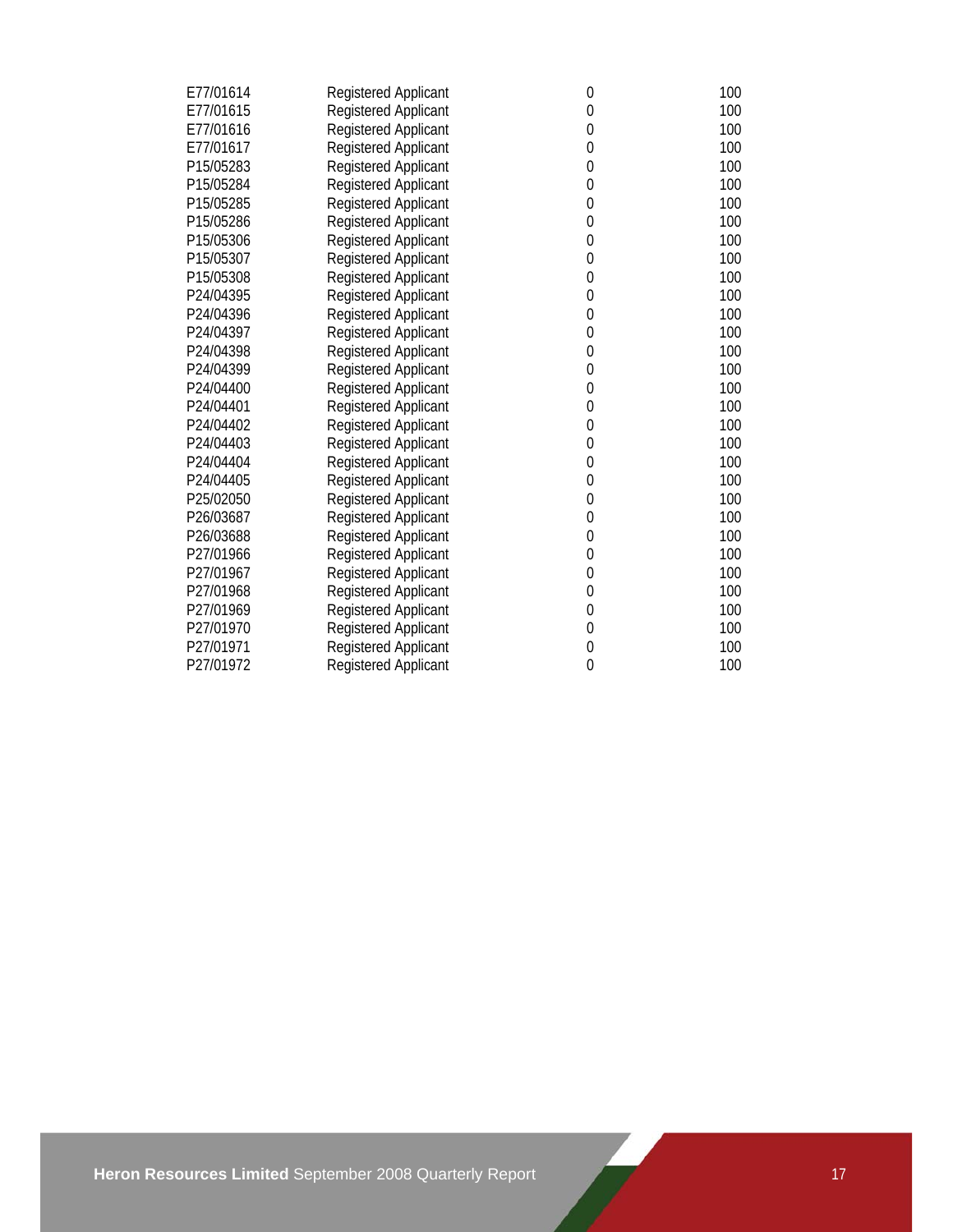| | | | |
|---|---|---|---|
| E77/01614 | Registered Applicant | 0 | 100 |
| E77/01615 | Registered Applicant | 0 | 100 |
| E77/01616 | Registered Applicant | 0 | 100 |
| E77/01617 | Registered Applicant | 0 | 100 |
| P15/05283 | Registered Applicant | 0 | 100 |
| P15/05284 | Registered Applicant | 0 | 100 |
| P15/05285 | Registered Applicant | 0 | 100 |
| P15/05286 | Registered Applicant | 0 | 100 |
| P15/05306 | Registered Applicant | 0 | 100 |
| P15/05307 | Registered Applicant | 0 | 100 |
| P15/05308 | Registered Applicant | 0 | 100 |
| P24/04395 | Registered Applicant | 0 | 100 |
| P24/04396 | Registered Applicant | 0 | 100 |
| P24/04397 | Registered Applicant | 0 | 100 |
| P24/04398 | Registered Applicant | 0 | 100 |
| P24/04399 | Registered Applicant | 0 | 100 |
| P24/04400 | Registered Applicant | 0 | 100 |
| P24/04401 | Registered Applicant | 0 | 100 |
| P24/04402 | Registered Applicant | 0 | 100 |
| P24/04403 | Registered Applicant | 0 | 100 |
| P24/04404 | Registered Applicant | 0 | 100 |
| P24/04405 | Registered Applicant | 0 | 100 |
| P25/02050 | Registered Applicant | 0 | 100 |
| P26/03687 | Registered Applicant | 0 | 100 |
| P26/03688 | Registered Applicant | 0 | 100 |
| P27/01966 | Registered Applicant | 0 | 100 |
| P27/01967 | Registered Applicant | 0 | 100 |
| P27/01968 | Registered Applicant | 0 | 100 |
| P27/01969 | Registered Applicant | 0 | 100 |
| P27/01970 | Registered Applicant | 0 | 100 |
| P27/01971 | Registered Applicant | 0 | 100 |
| P27/01972 | Registered Applicant | 0 | 100 |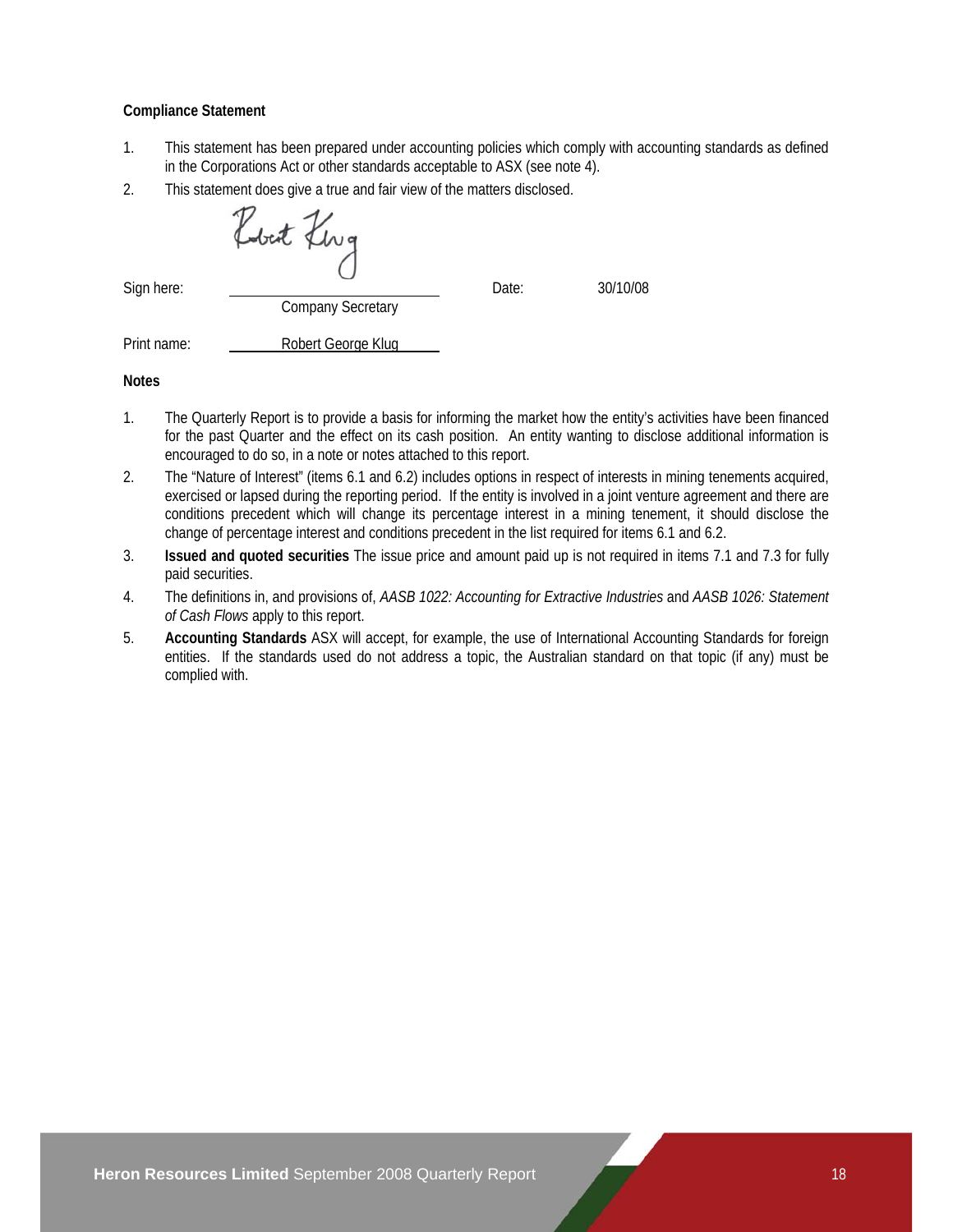**Compliance Statement**

1. This statement has been prepared under accounting policies which comply with accounting standards as defined in the Corporations Act or other standards acceptable to ASX (see note 4).
2. This statement does give a true and fair view of the matters disclosed.

Sign here: ............................................ Date: 30/10/08
Company Secretary

Print name: Robert George Klug

**Notes**

1. The Quarterly Report is to provide a basis for informing the market how the entity's activities have been financed for the past Quarter and the effect on its cash position. An entity wanting to disclose additional information is encouraged to do so, in a note or notes attached to this report.
2. The "Nature of Interest" (items 6.1 and 6.2) includes options in respect of interests in mining tenements acquired, exercised or lapsed during the reporting period. If the entity is involved in a joint venture agreement and there are conditions precedent which will change its percentage interest in a mining tenement, it should disclose the change of percentage interest and conditions precedent in the list required for items 6.1 and 6.2.
3. **Issued and quoted securities** The issue price and amount paid up is not required in items 7.1 and 7.3 for fully paid securities.
4. The definitions in, and provisions of, *AASB 1022: Accounting for Extractive Industries* and *AASB 1026: Statement of Cash Flows* apply to this report.
5. **Accounting Standards** ASX will accept, for example, the use of International Accounting Standards for foreign entities. If the standards used do not address a topic, the Australian standard on that topic (if any) must be complied with.